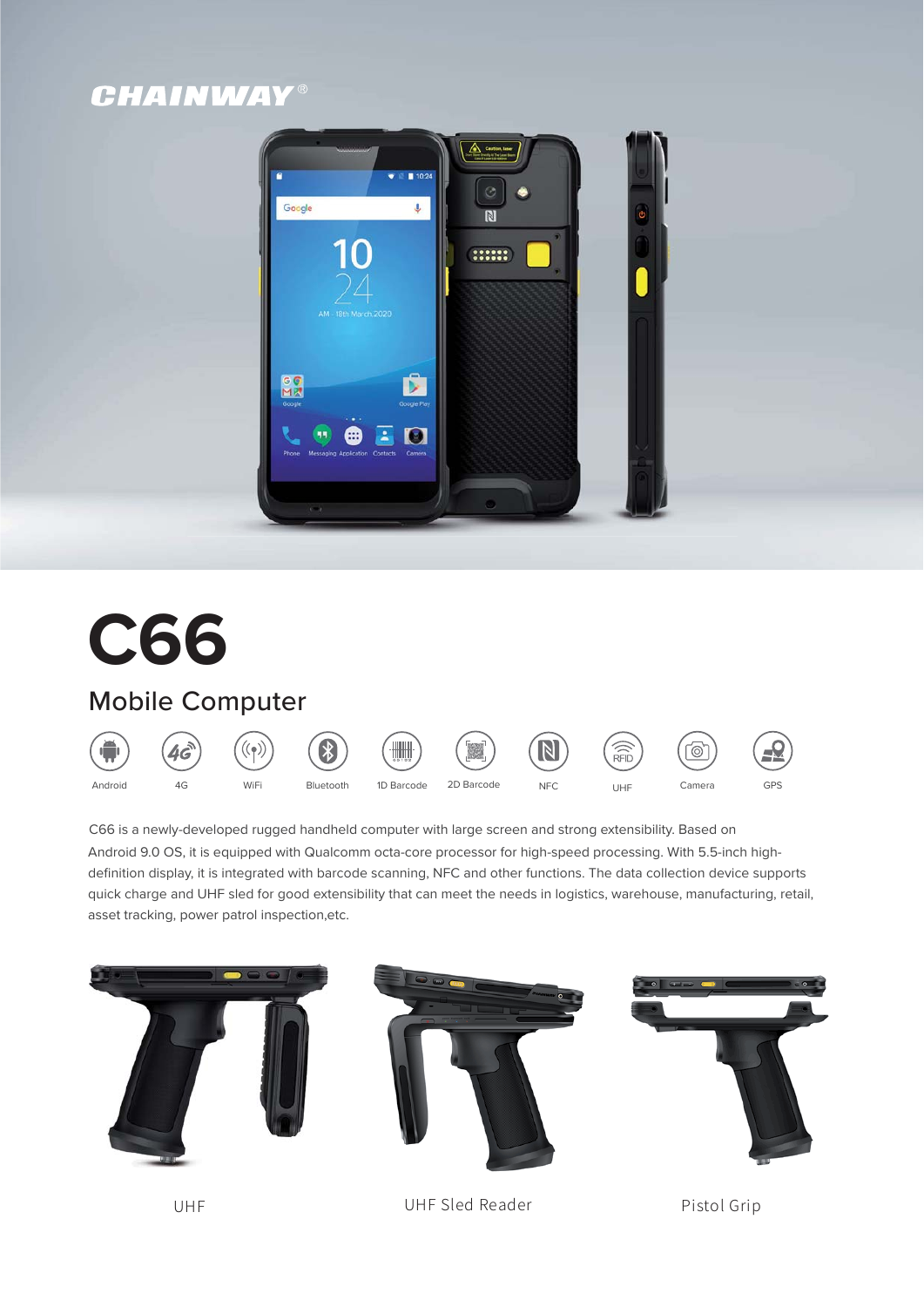CHAINWAY®

# C66

## Mobile Computer

Android | 4G | WiFi | Bluetooth | 1D Barcode | 2D Barcode | NFC | UHF | Camera | GPS

C66 is a newly-developed rugged handheld computer with large screen and strong extensibility. Based on Android 9.0 OS, it is equipped with Qualcomm octa-core processor for high-speed processing. With 5.5-inch high-definition display, it is integrated with barcode scanning, NFC and other functions. The data collection device supports quick charge and UHF sled for good extensibility that can meet the needs in logistics, warehouse, manufacturing, retail, asset tracking, power patrol inspection,etc.

UHF

UHF Sled Reader

Pistol Grip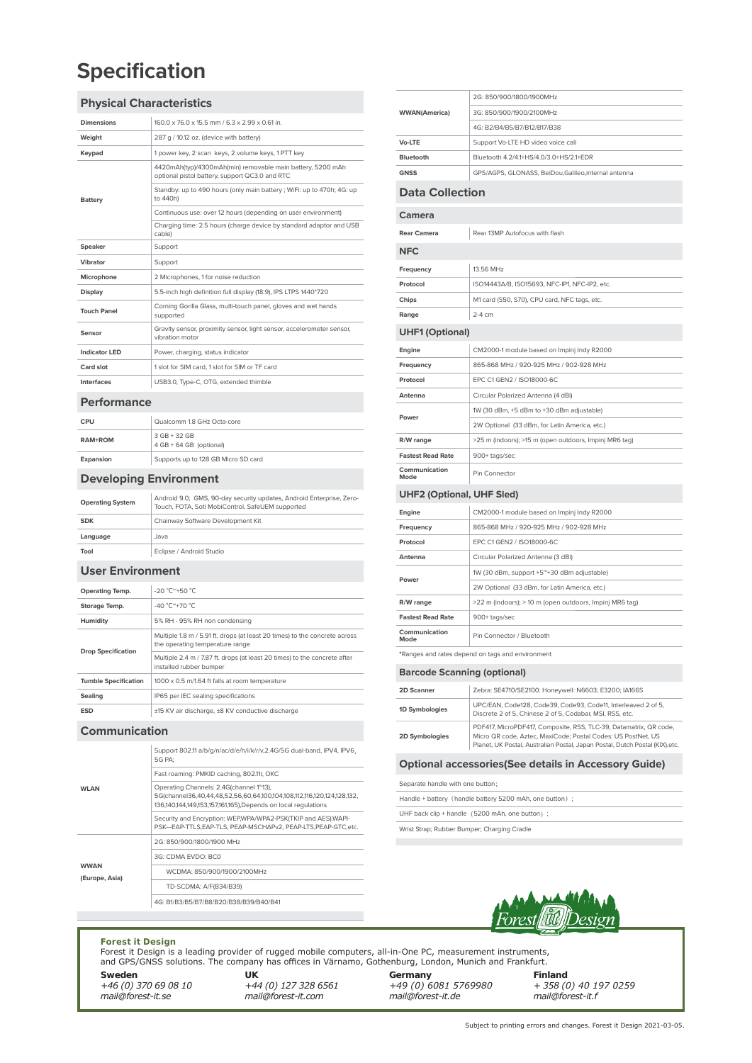# Specification

## Physical Characteristics

| | |
|---|---|
| **Dimensions** | 160.0 x 76.0 x 15.5 mm / 6.3 x 2.99 x 0.61 in. |
| **Weight** | 287 g / 10.12 oz. (device with battery) |
| **Keypad** | 1 power key, 2 scan keys, 2 volume keys, 1 PTT key |
| **Battery** | 4420mAh(typ)/4300mAh(min) removable main battery, 5200 mAh optional pistol battery, support QC3.0 and RTC |
| | Standby: up to 490 hours (only main battery ; WiFi: up to 470h; 4G: up to 440h) |
| | Continuous use: over 12 hours (depending on user environment) |
| | Charging time: 2.5 hours (charge device by standard adaptor and USB cable) |
| **Speaker** | Support |
| **Vibrator** | Support |
| **Microphone** | 2 Microphones, 1 for noise reduction |
| **Display** | 5.5-inch high definition full display (18:9), IPS LTPS 1440*720 |
| **Touch Panel** | Corning Gorilla Glass, multi-touch panel, gloves and wet hands supported |
| **Sensor** | Gravity sensor, proximity sensor, light sensor, accelerometer sensor, vibration motor |
| **Indicator LED** | Power, charging, status indicator |
| **Card slot** | 1 slot for SIM card, 1 slot for SIM or TF card |
| **Interfaces** | USB3.0, Type-C, OTG, extended thimble |

## Performance

| | |
|---|---|
| **CPU** | Qualcomm 1.8 GHz Octa-core |
| **RAM+ROM** | 3 GB + 32 GB<br>4 GB + 64 GB (optional) |
| **Expansion** | Supports up to 128 GB Micro SD card |

## Developing Environment

| | |
|---|---|
| **Operating System** | Android 9.0; GMS, 90-day security updates, Android Enterprise, Zero-Touch, FOTA, Soti MobiControl, SafeUEM supported |
| **SDK** | Chainway Software Development Kit |
| **Language** | Java |
| **Tool** | Eclipse / Android Studio |

## User Environment

| | |
|---|---|
| **Operating Temp.** | -20 °C~+50 °C |
| **Storage Temp.** | -40 °C~+70 °C |
| **Humidity** | 5% RH - 95% RH non condensing |
| **Drop Specification** | Multiple 1.8 m / 5.91 ft. drops (at least 20 times) to the concrete across the operating temperature range |
| | Multiple 2.4 m / 7.87 ft. drops (at least 20 times) to the concrete after installed rubber bumper |
| **Tumble Specification** | 1000 x 0.5 m/1.64 ft falls at room temperature |
| **Sealing** | IP65 per IEC sealing specifications |
| **ESD** | ±15 KV air discharge, ±8 KV conductive discharge |

## Communication

| | |
|---|---|
| **WLAN** | Support 802.11 a/b/g/n/ac/d/e/h/i/k/r/v,2.4G/5G dual-band, IPV4, IPV6, 5G PA; |
| | Fast roaming: PMKID caching, 802.11r, OKC |
| | Operating Channels: 2.4G(channel 1~13), 5G(channel36,40,44,48,52,56,60,64,100,104,108,112,116,120,124,128,132,136,140,144,149,153,157,161,165),Depends on local regulations |
| | Security and Encryption: WEP,WPA/WPA2-PSK(TKIP and AES),WAPI-PSK—EAP-TTLS,EAP-TLS, PEAP-MSCHAPv2, PEAP-LTS,PEAP-GTC,etc. |
| **WWAN (Europe, Asia)** | 2G: 850/900/1800/1900 MHz |
| | 3G: CDMA EVDO: BC0 |
| | WCDMA: 850/900/1900/2100MHz |
| | TD-SCDMA: A/F(B34/B39) |
| | 4G: B1/B3/B5/B7/B8/B20/B38/B39/B40/B41 |
| **WWAN(America)** | 2G: 850/900/1800/1900MHz |
| | 3G: 850/900/1900/2100MHz |
| | 4G: B2/B4/B5/B7/B12/B17/B38 |
| **Vo-LTE** | Support Vo-LTE HD video voice call |
| **Bluetooth** | Bluetooth 4.2/4.1+HS/4.0/3.0+HS/2.1+EDR |
| **GNSS** | GPS/AGPS, GLONASS, BeiDou,Galileo,internal antenna |

## Data Collection

### Camera

| | |
|---|---|
| **Rear Camera** | Rear 13MP Autofocus with flash |

### NFC

| | |
|---|---|
| **Frequency** | 13.56 MHz |
| **Protocol** | ISO14443A/B, ISO15693, NFC-IP1, NFC-IP2, etc. |
| **Chips** | M1 card (S50, S70), CPU card, NFC tags, etc. |
| **Range** | 2-4 cm |

### UHF1 (Optional)

| | |
|---|---|
| **Engine** | CM2000-1 module based on Impinj Indy R2000 |
| **Frequency** | 865-868 MHz / 920-925 MHz / 902-928 MHz |
| **Protocol** | EPC C1 GEN2 / ISO18000-6C |
| **Antenna** | Circular Polarized Antenna (4 dBi) |
| **Power** | 1W (30 dBm, +5 dBm to +30 dBm adjustable) |
| | 2W Optional (33 dBm, for Latin America, etc.) |
| **R/W range** | >25 m (indoors); >15 m (open outdoors, Impinj MR6 tag) |
| **Fastest Read Rate** | 900+ tags/sec |
| **Communication Mode** | Pin Connector |

### UHF2 (Optional, UHF Sled)

| | |
|---|---|
| **Engine** | CM2000-1 module based on Impinj Indy R2000 |
| **Frequency** | 865-868 MHz / 920-925 MHz / 902-928 MHz |
| **Protocol** | EPC C1 GEN2 / ISO18000-6C |
| **Antenna** | Circular Polarized Antenna (3 dBi) |
| **Power** | 1W (30 dBm, support +5~+30 dBm adjustable) |
| | 2W Optional (33 dBm, for Latin America, etc.) |
| **R/W range** | >22 m (indoors); > 10 m (open outdoors, Impinj MR6 tag) |
| **Fastest Read Rate** | 900+ tags/sec |
| **Communication Mode** | Pin Connector / Bluetooth |

*Ranges and rates depend on tags and environment

### Barcode Scanning (optional)

| | |
|---|---|
| **2D Scanner** | Zebra: SE4710/SE2100; Honeywell: N6603; E3200; IA166S |
| **1D Symbologies** | UPC/EAN, Code128, Code39, Code93, Code11, Interleaved 2 of 5, Discrete 2 of 5, Chinese 2 of 5, Codabar, MSI, RSS, etc. |
| **2D Symbologies** | PDF417, MicroPDF417, Composite, RSS, TLC-39, Datamatrix, QR code, Micro QR code, Aztec, MaxiCode; Postal Codes: US PostNet, US Planet, UK Postal, Australian Postal, Japan Postal, Dutch Postal (KIX),etc. |

## Optional accessories(See details in Accessory Guide)

Separate handle with one button;

Handle + battery（handle battery 5200 mAh, one button）;

UHF back clip + handle（5200 mAh, one button）;

Wrist Strap; Rubber Bumper; Charging Cradle

Forest it Design

**Forest it Design**

Forest it Design is a leading provider of rugged mobile computers, all-in-One PC, measurement instruments, and GPS/GNSS solutions. The company has offices in Värnamo, Gothenburg, London, Munich and Frankfurt.

**Sweden**
*+46 (0) 370 69 08 10*
*mail@forest-it.se*

**UK**
*+44 (0) 127 328 6561*
*mail@forest-it.com*

**Germany**
*+49 (0) 6081 5769980*
*mail@forest-it.de*

**Finland**
*+ 358 (0) 40 197 0259*
*mail@forest-it.f*

Subject to printing errors and changes. Forest it Design 2021-03-05.